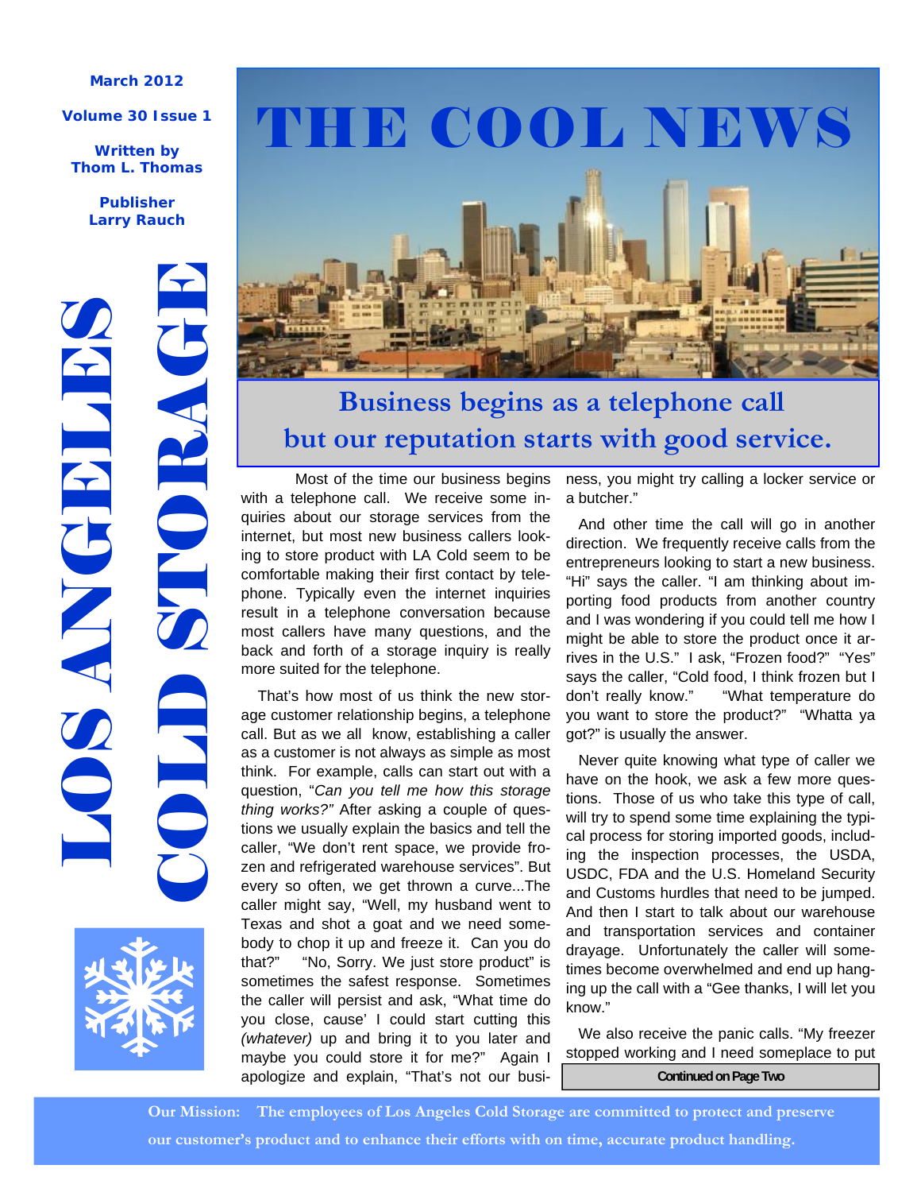March 2012

Volume 30 Issue 1

Written by Thom L. Thomas

Publisher Larry Rauch

# LOS ANGELES COLD STORAGE

# THE COOL NEWS

## Business begins as a telephone call but our reputation starts with good service.

Most of the time our business begins with a telephone call. We receive some inquiries about our storage services from the internet, but most new business callers looking to store product with LA Cold seem to be comfortable making their first contact by telephone. Typically even the internet inquiries result in a telephone conversation because most callers have many questions, and the back and forth of a storage inquiry is really more suited for the telephone.

That's how most of us think the new storage customer relationship begins, a telephone call. But as we all know, establishing a caller as a customer is not always as simple as most think. For example, calls can start out with a question, "*Can you tell me how this storage thing works?"* After asking a couple of questions we usually explain the basics and tell the caller, "We don't rent space, we provide frozen and refrigerated warehouse services". But every so often, we get thrown a curve...The caller might say, "Well, my husband went to Texas and shot a goat and we need somebody to chop it up and freeze it. Can you do that?" "No, Sorry. We just store product" is sometimes the safest response. Sometimes the caller will persist and ask, "What time do you close, cause' I could start cutting this *(whatever)* up and bring it to you later and maybe you could store it for me?" Again I apologize and explain, "That's not our business, you might try calling a locker service or a butcher."

And other time the call will go in another direction. We frequently receive calls from the entrepreneurs looking to start a new business. "Hi" says the caller. "I am thinking about importing food products from another country and I was wondering if you could tell me how I might be able to store the product once it arrives in the U.S." I ask, "Frozen food?" "Yes" says the caller, "Cold food, I think frozen but I don't really know." "What temperature do you want to store the product?" "Whatta ya got?" is usually the answer.

Never quite knowing what type of caller we have on the hook, we ask a few more questions. Those of us who take this type of call, will try to spend some time explaining the typical process for storing imported goods, including the inspection processes, the USDA, USDC, FDA and the U.S. Homeland Security and Customs hurdles that need to be jumped. And then I start to talk about our warehouse and transportation services and container drayage. Unfortunately the caller will sometimes become overwhelmed and end up hanging up the call with a "Gee thanks, I will let you know."

We also receive the panic calls. "My freezer stopped working and I need someplace to put

**Continued on Page Two**

**Our Mission: The employees of Los Angeles Cold Storage are committed to protect and preserve our customer's product and to enhance their efforts with on time, accurate product handling.**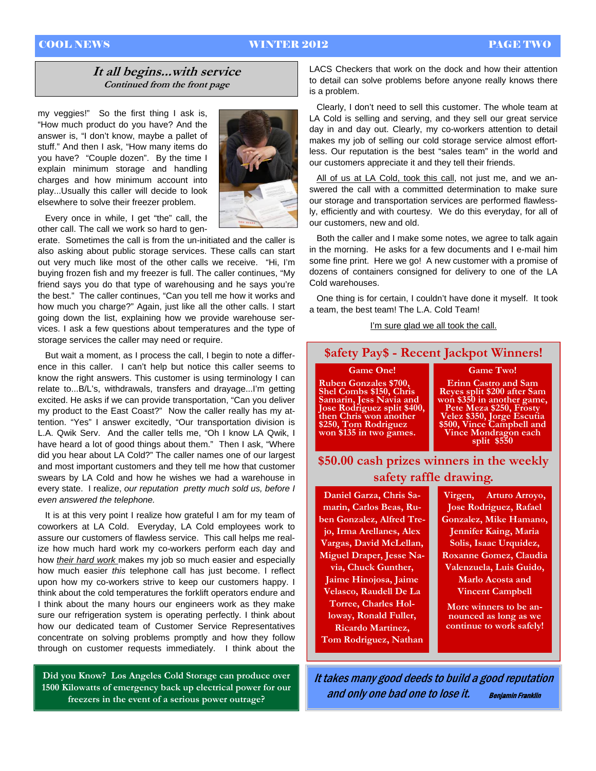## *It all begins...with service*

*Continued from the front page*

my veggies!" So the first thing I ask is, "How much product do you have? And the answer is, "I don't know, maybe a pallet of stuff." And then I ask, "How many items do you have? "Couple dozen". By the time I explain minimum storage and handling charges and how minimum account into play...Usually this caller will decide to look elsewhere to solve their freezer problem.

Every once in while, I get "the" call, the other call. The call we work so hard to generate. Sometimes the call is from the un-initiated and the caller is also asking about public storage services. These calls can start out very much like most of the other calls we receive. "Hi, I'm buying frozen fish and my freezer is full. The caller continues, "My friend says you do that type of warehousing and he says you're the best." The caller continues, "Can you tell me how it works and how much you charge?" Again, just like all the other calls. I start going down the list, explaining how we provide warehouse services. I ask a few questions about temperatures and the type of storage services the caller may need or require.

But wait a moment, as I process the call, I begin to note a difference in this caller. I can't help but notice this caller seems to know the right answers. This customer is using terminology I can relate to...B/L's, withdrawals, transfers and drayage...I'm getting excited. He asks if we can provide transportation, "Can you deliver my product to the East Coast?" Now the caller really has my attention. "Yes" I answer excitedly, "Our transportation division is L.A. Qwik Serv. And the caller tells me, "Oh I know LA Qwik, I have heard a lot of good things about them." Then I ask, "Where did you hear about LA Cold?" The caller names one of our largest and most important customers and they tell me how that customer swears by LA Cold and how he wishes we had a warehouse in every state. I realize, *our reputation pretty much sold us, before I even answered the telephone.*

It is at this very point I realize how grateful I am for my team of coworkers at LA Cold. Everyday, LA Cold employees work to assure our customers of flawless service. This call helps me realize how much hard work my co-workers perform each day and how *their hard work* makes my job so much easier and especially how much easier *this* telephone call has just become. I reflect upon how my co-workers strive to keep our customers happy. I think about the cold temperatures the forklift operators endure and I think about the many hours our engineers work as they make sure our refrigeration system is operating perfectly. I think about how our dedicated team of Customer Service Representatives concentrate on solving problems promptly and how they follow through on customer requests immediately. I think about the LACS Checkers that work on the dock and how their attention to detail can solve problems before anyone really knows there is a problem.

Clearly, I don't need to sell this customer. The whole team at LA Cold is selling and serving, and they sell our great service day in and day out. Clearly, my co-workers attention to detail makes my job of selling our cold storage service almost effortless. Our reputation is the best "sales team" in the world and our customers appreciate it and they tell their friends.

All of us at LA Cold, took this call, not just me, and we answered the call with a committed determination to make sure our storage and transportation services are performed flawlessly, efficiently and with courtesy. We do this everyday, for all of our customers, new and old.

Both the caller and I make some notes, we agree to talk again in the morning. He asks for a few documents and I e-mail him some fine print. Here we go! A new customer with a promise of dozens of containers consigned for delivery to one of the LA Cold warehouses.

One thing is for certain, I couldn't have done it myself. It took a team, the best team! The L.A. Cold Team!

I'm sure glad we all took the call.

**Did you Know? Los Angeles Cold Storage can produce over 1500 Kilowatts of emergency back up electrical power for our freezers in the event of a serious power outrage?**

## $afety Pay$ - Recent Jackpot Winners!

**Game One!**

Ruben Gonzales $700, Shel Combs $150, Chris Samarin, Jess Navia and Jose Rodriguez split $400, then Chris won another $250, Tom Rodriguez won $135 in two games.

**Game Two!**

Erinn Castro and Sam Reyes split $200 after Sam won $350 in another game, Pete Meza $250, Frosty Velez $350, Jorge Escutia $500, Vince Campbell and Vince Mondragon each split $550

## $50.00 cash prizes winners in the weekly safety raffle drawing.

Daniel Garza, Chris Samarin, Carlos Beas, Ruben Gonzalez, Alfred Trejo, Irma Arellanes, Alex Vargas, David McLellan, Miguel Draper, Jesse Navia, Chuck Gunther, Jaime Hinojosa, Jaime Velasco, Raudell De La Torree, Charles Holloway, Ronald Fuller, Ricardo Martinez, Tom Rodriguez, Nathan Virgen, Arturo Arroyo, Jose Rodriguez, Rafael Gonzalez, Mike Hamano, Jennifer Kaing, Maria Solis, Isaac Urquidez, Roxanne Gomez, Claudia Valenzuela, Luis Guido, Marlo Acosta and Vincent Campbell

More winners to be announced as long as we continue to work safely!

*It takes many good deeds to build a good reputation and only one bad one to lose it.* — Benjamin Franklin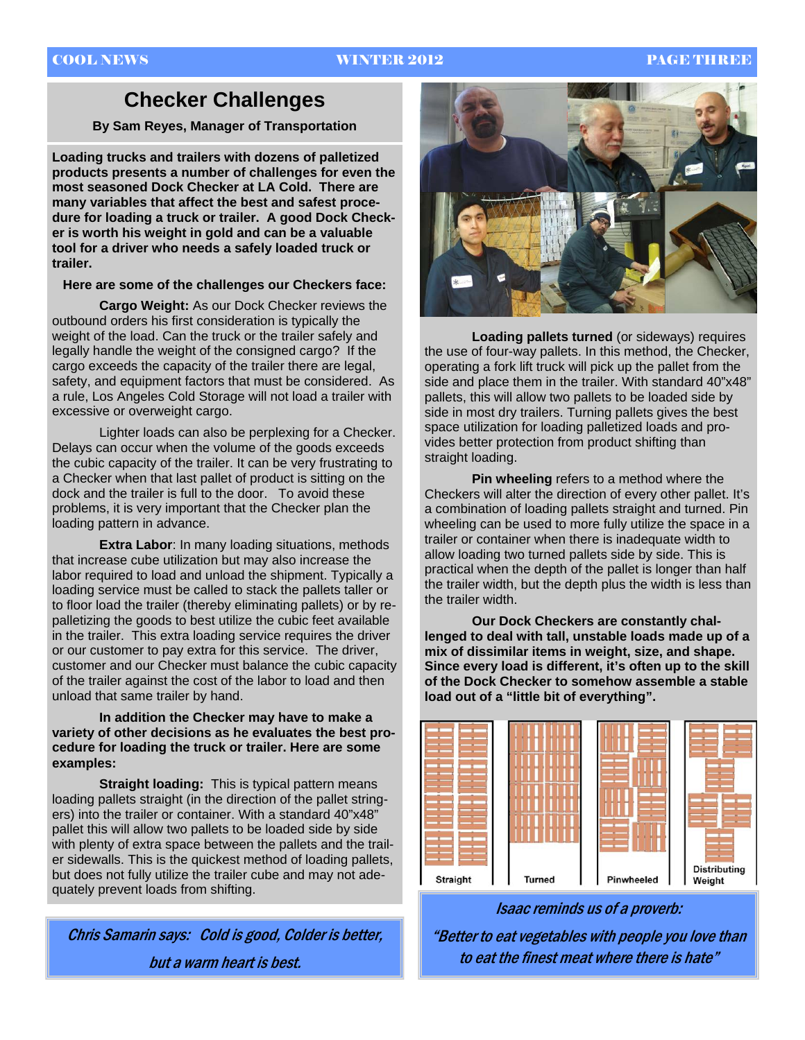# Checker Challenges

**By Sam Reyes, Manager of Transportation**

**Loading trucks and trailers with dozens of palletized products presents a number of challenges for even the most seasoned Dock Checker at LA Cold. There are many variables that affect the best and safest procedure for loading a truck or trailer. A good Dock Checker is worth his weight in gold and can be a valuable tool for a driver who needs a safely loaded truck or trailer.**

**Here are some of the challenges our Checkers face:**

**Cargo Weight:** As our Dock Checker reviews the outbound orders his first consideration is typically the weight of the load. Can the truck or the trailer safely and legally handle the weight of the consigned cargo? If the cargo exceeds the capacity of the trailer there are legal, safety, and equipment factors that must be considered. As a rule, Los Angeles Cold Storage will not load a trailer with excessive or overweight cargo.

Lighter loads can also be perplexing for a Checker. Delays can occur when the volume of the goods exceeds the cubic capacity of the trailer. It can be very frustrating to a Checker when that last pallet of product is sitting on the dock and the trailer is full to the door. To avoid these problems, it is very important that the Checker plan the loading pattern in advance.

**Extra Labor**: In many loading situations, methods that increase cube utilization but may also increase the labor required to load and unload the shipment. Typically a loading service must be called to stack the pallets taller or to floor load the trailer (thereby eliminating pallets) or by re-palletizing the goods to best utilize the cubic feet available in the trailer. This extra loading service requires the driver or our customer to pay extra for this service. The driver, customer and our Checker must balance the cubic capacity of the trailer against the cost of the labor to load and then unload that same trailer by hand.

**In addition the Checker may have to make a variety of other decisions as he evaluates the best procedure for loading the truck or trailer. Here are some examples:**

**Straight loading:** This is typical pattern means loading pallets straight (in the direction of the pallet stringers) into the trailer or container. With a standard 40"x48" pallet this will allow two pallets to be loaded side by side with plenty of extra space between the pallets and the trailer sidewalls. This is the quickest method of loading pallets, but does not fully utilize the trailer cube and may not adequately prevent loads from shifting.

**Loading pallets turned** (or sideways) requires the use of four-way pallets. In this method, the Checker, operating a fork lift truck will pick up the pallet from the side and place them in the trailer. With standard 40"x48" pallets, this will allow two pallets to be loaded side by side in most dry trailers. Turning pallets gives the best space utilization for loading palletized loads and provides better protection from product shifting than straight loading.

**Pin wheeling** refers to a method where the Checkers will alter the direction of every other pallet. It's a combination of loading pallets straight and turned. Pin wheeling can be used to more fully utilize the space in a trailer or container when there is inadequate width to allow loading two turned pallets side by side. This is practical when the depth of the pallet is longer than half the trailer width, but the depth plus the width is less than the trailer width.

**Our Dock Checkers are constantly challenged to deal with tall, unstable loads made up of a mix of dissimilar items in weight, size, and shape. Since every load is different, it's often up to the skill of the Dock Checker to somehow assemble a stable load out of a "little bit of everything".**

Straight | Turned | Pinwheeled | Distributing Weight

*Chris Samarin says: Cold is good, Colder is better, but a warm heart is best.*

*Isaac reminds us of a proverb:*

*"Better to eat vegetables with people you love than to eat the finest meat where there is hate"*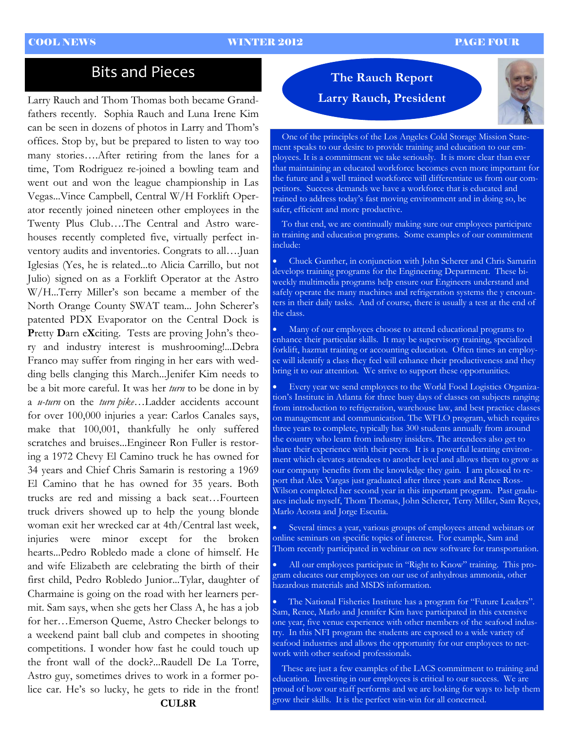## Bits and Pieces

Larry Rauch and Thom Thomas both became Grandfathers recently. Sophia Rauch and Luna Irene Kim can be seen in dozens of photos in Larry and Thom's offices. Stop by, but be prepared to listen to way too many stories….After retiring from the lanes for a time, Tom Rodriguez re-joined a bowling team and went out and won the league championship in Las Vegas...Vince Campbell, Central W/H Forklift Operator recently joined nineteen other employees in the Twenty Plus Club….The Central and Astro warehouses recently completed five, virtually perfect inventory audits and inventories. Congrats to all….Juan Iglesias (Yes, he is related...to Alicia Carrillo, but not Julio) signed on as a Forklift Operator at the Astro W/H...Terry Miller's son became a member of the North Orange County SWAT team... John Scherer's patented PDX Evaporator on the Central Dock is **P**retty **D**arn e**X**citing. Tests are proving John's theory and industry interest is mushrooming!...Debra Franco may suffer from ringing in her ears with wedding bells clanging this March...Jenifer Kim needs to be a bit more careful. It was her *turn* to be done in by a *u-turn* on the *turn pike*…Ladder accidents account for over 100,000 injuries a year: Carlos Canales says, make that 100,001, thankfully he only suffered scratches and bruises...Engineer Ron Fuller is restoring a 1972 Chevy El Camino truck he has owned for 34 years and Chief Chris Samarin is restoring a 1969 El Camino that he has owned for 35 years. Both trucks are red and missing a back seat…Fourteen truck drivers showed up to help the young blonde woman exit her wrecked car at 4th/Central last week, injuries were minor except for the broken hearts...Pedro Robledo made a clone of himself. He and wife Elizabeth are celebrating the birth of their first child, Pedro Robledo Junior...Tylar, daughter of Charmaine is going on the road with her learners permit. Sam says, when she gets her Class A, he has a job for her…Emerson Queme, Astro Checker belongs to a weekend paint ball club and competes in shooting competitions. I wonder how fast he could touch up the front wall of the dock?...Raudell De La Torre, Astro guy, sometimes drives to work in a former police car. He's so lucky, he gets to ride in the front!

**CUL8R**

## The Rauch Report
### Larry Rauch, President

One of the principles of the Los Angeles Cold Storage Mission Statement speaks to our desire to provide training and education to our employees. It is a commitment we take seriously. It is more clear than ever that maintaining an educated workforce becomes even more important for the future and a well trained workforce will differentiate us from our competitors. Success demands we have a workforce that is educated and trained to address today's fast moving environment and in doing so, be safer, efficient and more productive.

To that end, we are continually making sure our employees participate in training and education programs. Some examples of our commitment include:

- Chuck Gunther, in conjunction with John Scherer and Chris Samarin develops training programs for the Engineering Department. These bi-weekly multimedia programs help ensure our Engineers understand and safely operate the many machines and refrigeration systems the y encounters in their daily tasks. And of course, there is usually a test at the end of the class.
- Many of our employees choose to attend educational programs to enhance their particular skills. It may be supervisory training, specialized forklift, hazmat training or accounting education. Often times an employee will identify a class they feel will enhance their productiveness and they bring it to our attention. We strive to support these opportunities.
- Every year we send employees to the World Food Logistics Organization's Institute in Atlanta for three busy days of classes on subjects ranging from introduction to refrigeration, warehouse law, and best practice classes on management and communication. The WFLO program, which requires three years to complete, typically has 300 students annually from around the country who learn from industry insiders. The attendees also get to share their experience with their peers. It is a powerful learning environment which elevates attendees to another level and allows them to grow as our company benefits from the knowledge they gain. I am pleased to report that Alex Vargas just graduated after three years and Renee Ross-Wilson completed her second year in this important program. Past graduates include myself, Thom Thomas, John Scherer, Terry Miller, Sam Reyes, Marlo Acosta and Jorge Escutia.
- Several times a year, various groups of employees attend webinars or online seminars on specific topics of interest. For example, Sam and Thom recently participated in webinar on new software for transportation.
- All our employees participate in "Right to Know" training. This program educates our employees on our use of anhydrous ammonia, other hazardous materials and MSDS information.
- The National Fisheries Institute has a program for "Future Leaders". Sam, Renee, Marlo and Jennifer Kim have participated in this extensive one year, five venue experience with other members of the seafood industry. In this NFI program the students are exposed to a wide variety of seafood industries and allows the opportunity for our employees to network with other seafood professionals.

These are just a few examples of the LACS commitment to training and education. Investing in our employees is critical to our success. We are proud of how our staff performs and we are looking for ways to help them grow their skills. It is the perfect win-win for all concerned.